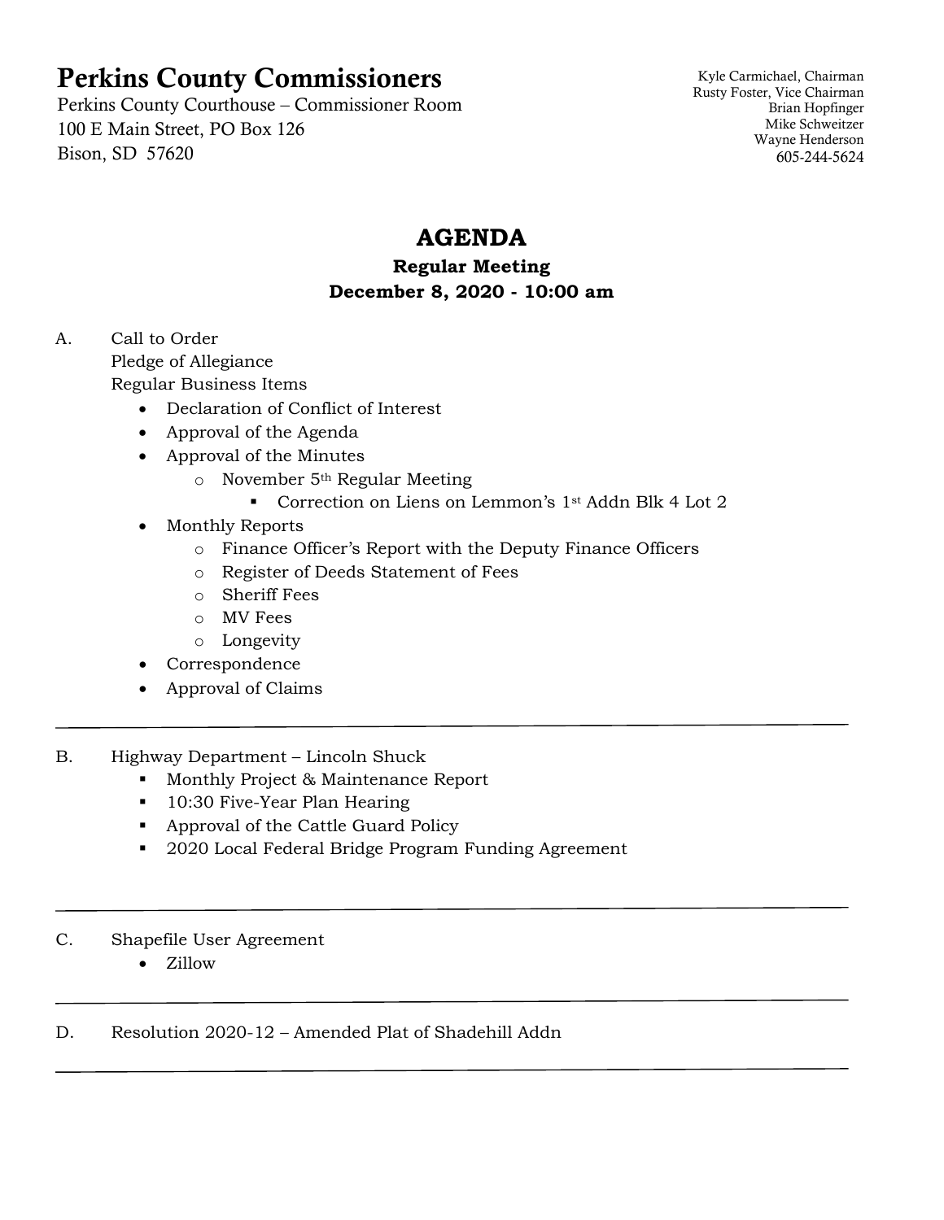# Perkins County Commissioners

Perkins County Courthouse – Commissioner Room
100 E Main Street, PO Box 126
Bison, SD 57620

Kyle Carmichael, Chairman
Rusty Foster, Vice Chairman
Brian Hopfinger
Mike Schweitzer
Wayne Henderson
605-244-5624

## AGENDA

### Regular Meeting
### December 8, 2020 - 10:00 am

A. Call to Order
Pledge of Allegiance
Regular Business Items

- Declaration of Conflict of Interest
- Approval of the Agenda
- Approval of the Minutes
    - November 5th Regular Meeting
        - Correction on Liens on Lemmon's 1st Addn Blk 4 Lot 2
- Monthly Reports
    - Finance Officer's Report with the Deputy Finance Officers
    - Register of Deeds Statement of Fees
    - Sheriff Fees
    - MV Fees
    - Longevity
- Correspondence
- Approval of Claims

---

B. Highway Department – Lincoln Shuck

- Monthly Project & Maintenance Report
- 10:30 Five-Year Plan Hearing
- Approval of the Cattle Guard Policy
- 2020 Local Federal Bridge Program Funding Agreement

---

C. Shapefile User Agreement

- Zillow

---

D. Resolution 2020-12 – Amended Plat of Shadehill Addn

---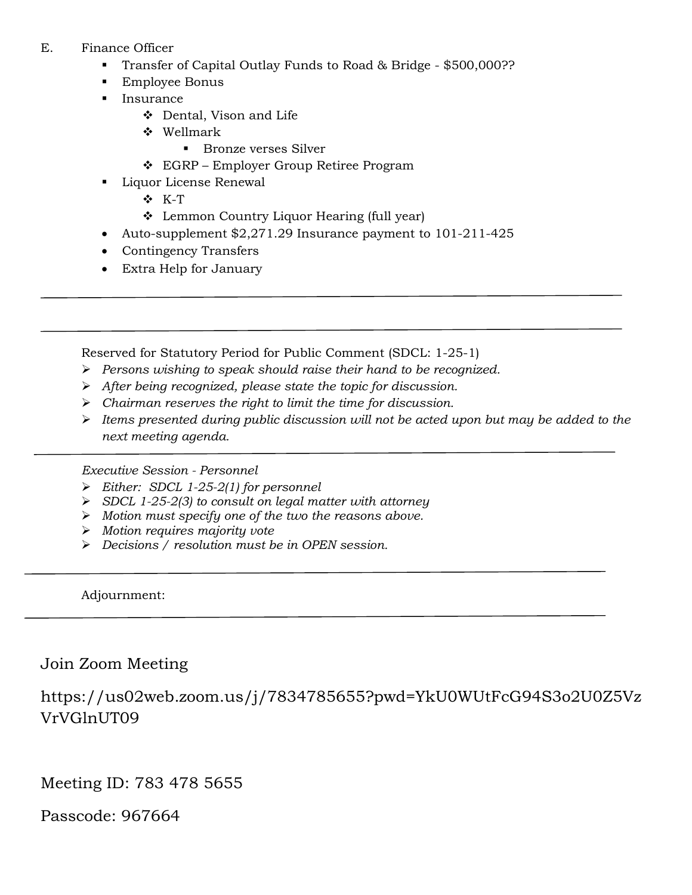E. Finance Officer

- Transfer of Capital Outlay Funds to Road & Bridge - $500,000??
- Employee Bonus
- Insurance
  - Dental, Vison and Life
  - Wellmark
    - Bronze verses Silver
  - EGRP – Employer Group Retiree Program
- Liquor License Renewal
  - K-T
  - Lemmon Country Liquor Hearing (full year)
- Auto-supplement $2,271.29 Insurance payment to 101-211-425
- Contingency Transfers
- Extra Help for January

---

---

Reserved for Statutory Period for Public Comment (SDCL: 1-25-1)

- *Persons wishing to speak should raise their hand to be recognized.*
- *After being recognized, please state the topic for discussion.*
- *Chairman reserves the right to limit the time for discussion.*
- *Items presented during public discussion will not be acted upon but may be added to the next meeting agenda.*

---

*Executive Session - Personnel*

- *Either: SDCL 1-25-2(1) for personnel*
- *SDCL 1-25-2(3) to consult on legal matter with attorney*
- *Motion must specify one of the two the reasons above.*
- *Motion requires majority vote*
- *Decisions / resolution must be in OPEN session.*

---

Adjournment:

---

Join Zoom Meeting

https://us02web.zoom.us/j/7834785655?pwd=YkU0WUtFcG94S3o2U0Z5VzVrVGlnUT09

Meeting ID: 783 478 5655

Passcode: 967664